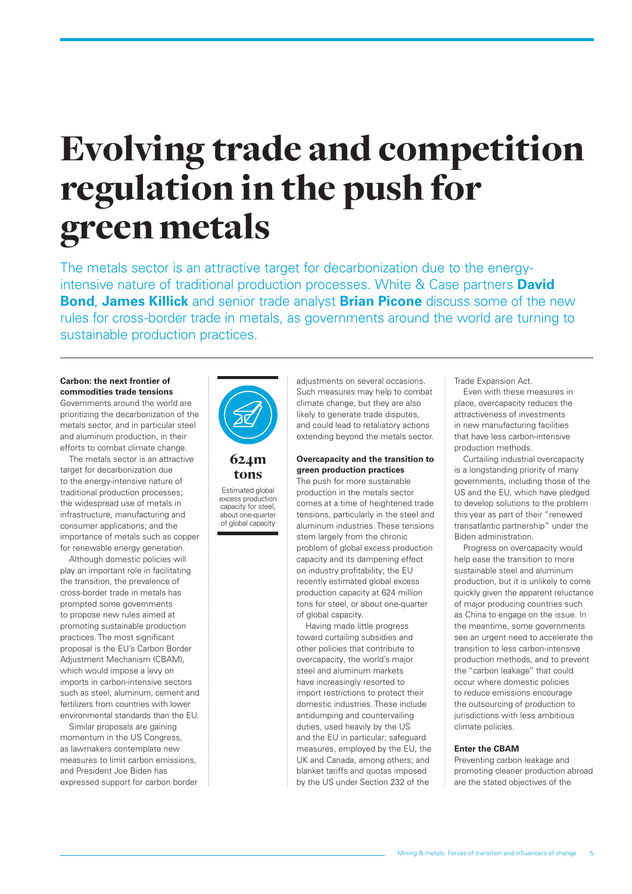# Evolving trade and competition regulation in the push for green metals

The metals sector is an attractive target for decarbonization due to the energy-intensive nature of traditional production processes. White & Case partners **David Bond**, **James Killick** and senior trade analyst **Brian Picone** discuss some of the new rules for cross-border trade in metals, as governments around the world are turning to sustainable production practices.

**Carbon: the next frontier of commodities trade tensions**

Governments around the world are prioritizing the decarbonization of the metals sector, and in particular steel and aluminum production, in their efforts to combat climate change.

The metals sector is an attractive target for decarbonization due to the energy-intensive nature of traditional production processes; the widespread use of metals in infrastructure, manufacturing and consumer applications; and the importance of metals such as copper for renewable energy generation.

Although domestic policies will play an important role in facilitating the transition, the prevalence of cross-border trade in metals has prompted some governments to propose new rules aimed at promoting sustainable production practices. The most significant proposal is the EU's Carbon Border Adjustment Mechanism (CBAM), which would impose a levy on imports in carbon-intensive sectors such as steel, aluminum, cement and fertilizers from countries with lower environmental standards than the EU.

Similar proposals are gaining momentum in the US Congress, as lawmakers contemplate new measures to limit carbon emissions, and President Joe Biden has expressed support for carbon border adjustments on several occasions. Such measures may help to combat climate change, but they are also likely to generate trade disputes, and could lead to retaliatory actions extending beyond the metals sector.

**624m tons**

Estimated global excess production capacity for steel, about one-quarter of global capacity

**Overcapacity and the transition to green production practices**

The push for more sustainable production in the metals sector comes at a time of heightened trade tensions, particularly in the steel and aluminum industries. These tensions stem largely from the chronic problem of global excess production capacity and its dampening effect on industry profitability; the EU recently estimated global excess production capacity at 624 million tons for steel, or about one-quarter of global capacity.

Having made little progress toward curtailing subsidies and other policies that contribute to overcapacity, the world's major steel and aluminum markets have increasingly resorted to import restrictions to protect their domestic industries. These include antidumping and countervailing duties, used heavily by the US and the EU in particular; safeguard measures, employed by the EU, the UK and Canada, among others; and blanket tariffs and quotas imposed by the US under Section 232 of the Trade Expansion Act.

Even with these measures in place, overcapacity reduces the attractiveness of investments in new manufacturing facilities that have less carbon-intensive production methods.

Curtailing industrial overcapacity is a longstanding priority of many governments, including those of the US and the EU, which have pledged to develop solutions to the problem this year as part of their "renewed transatlantic partnership" under the Biden administration.

Progress on overcapacity would help ease the transition to more sustainable steel and aluminum production, but it is unlikely to come quickly given the apparent reluctance of major producing countries such as China to engage on the issue. In the meantime, some governments see an urgent need to accelerate the transition to less carbon-intensive production methods, and to prevent the "carbon leakage" that could occur where domestic policies to reduce emissions encourage the outsourcing of production to jurisdictions with less ambitious climate policies.

**Enter the CBAM**

Preventing carbon leakage and promoting cleaner production abroad are the stated objectives of the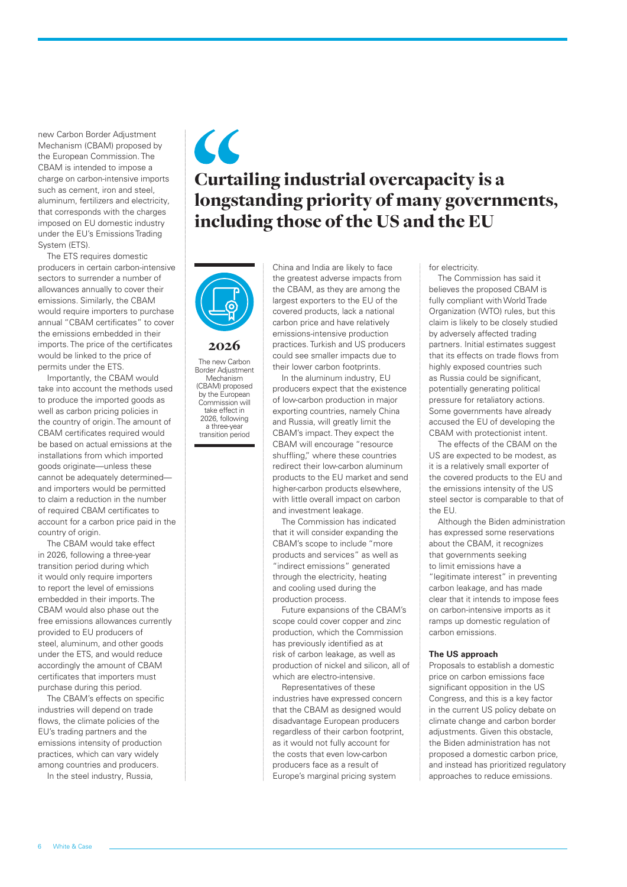new Carbon Border Adjustment Mechanism (CBAM) proposed by the European Commission. The CBAM is intended to impose a charge on carbon-intensive imports such as cement, iron and steel, aluminum, fertilizers and electricity, that corresponds with the charges imposed on EU domestic industry under the EU's Emissions Trading System (ETS).

The ETS requires domestic producers in certain carbon-intensive sectors to surrender a number of allowances annually to cover their emissions. Similarly, the CBAM would require importers to purchase annual "CBAM certificates" to cover the emissions embedded in their imports. The price of the certificates would be linked to the price of permits under the ETS.

Importantly, the CBAM would take into account the methods used to produce the imported goods as well as carbon pricing policies in the country of origin. The amount of CBAM certificates required would be based on actual emissions at the installations from which imported goods originate—unless these cannot be adequately determined—and importers would be permitted to claim a reduction in the number of required CBAM certificates to account for a carbon price paid in the country of origin.

The CBAM would take effect in 2026, following a three-year transition period during which it would only require importers to report the level of emissions embedded in their imports. The CBAM would also phase out the free emissions allowances currently provided to EU producers of steel, aluminum, and other goods under the ETS, and would reduce accordingly the amount of CBAM certificates that importers must purchase during this period.

The CBAM's effects on specific industries will depend on trade flows, the climate policies of the EU's trading partners and the emissions intensity of production practices, which can vary widely among countries and producers.

In the steel industry, Russia, China and India are likely to face the greatest adverse impacts from the CBAM, as they are among the largest exporters of the covered products, lack a national carbon price and have relatively emissions-intensive production practices. Turkish and US producers could see smaller impacts due to their lower carbon footprints.

In the aluminum industry, EU producers expect that the existence of low-carbon production in major exporting countries, namely China and Russia, will greatly limit the CBAM's impact. They expect the CBAM will encourage "resource shuffling," where these countries redirect their low-carbon aluminum products to the EU market and send higher-carbon products elsewhere, with little overall impact on carbon and investment leakage.

The Commission has indicated that it will consider expanding the CBAM's scope to include "more products and services" as well as "indirect emissions" generated through the electricity, heating and cooling used during the production process.

Future expansions of the CBAM's scope could cover copper and zinc production, which the Commission has previously identified as at risk of carbon leakage, as well as production of nickel and silicon, all of which are electro-intensive.

Representatives of these industries have expressed concern that the CBAM as designed would disadvantage European producers regardless of their carbon footprint, as it would not fully account for the costs that even low-carbon producers face as a result of Europe's marginal pricing system for electricity.

The Commission has said it believes the proposed CBAM is fully compliant with World Trade Organization (WTO) rules, but this claim is likely to be closely studied by adversely affected trading partners. Initial estimates suggest that its effects on trade flows from highly exposed countries such as Russia could be significant, potentially generating political pressure for retaliatory actions. Some governments have already accused the EU of developing the CBAM with protectionist intent.

The effects of the CBAM on the US are expected to be modest, as it is a relatively small exporter of the covered products to the EU and the emissions intensity of the US steel sector is comparable to that of the EU.

Although the Biden administration has expressed some reservations about the CBAM, it recognizes that governments seeking to limit emissions have a "legitimate interest" in preventing carbon leakage, and has made clear that it intends to impose fees on carbon-intensive imports as it ramps up domestic regulation of carbon emissions.

> **Curtailing industrial overcapacity is a longstanding priority of many governments, including those of the US and the EU**

**2026**

The new Carbon Border Adjustment Mechanism (CBAM) proposed by the European Commission will take effect in 2026, following a three-year transition period

### The US approach

Proposals to establish a domestic price on carbon emissions face significant opposition in the US Congress, and this is a key factor in the current US policy debate on climate change and carbon border adjustments. Given this obstacle, the Biden administration has not proposed a domestic carbon price, and instead has prioritized regulatory approaches to reduce emissions.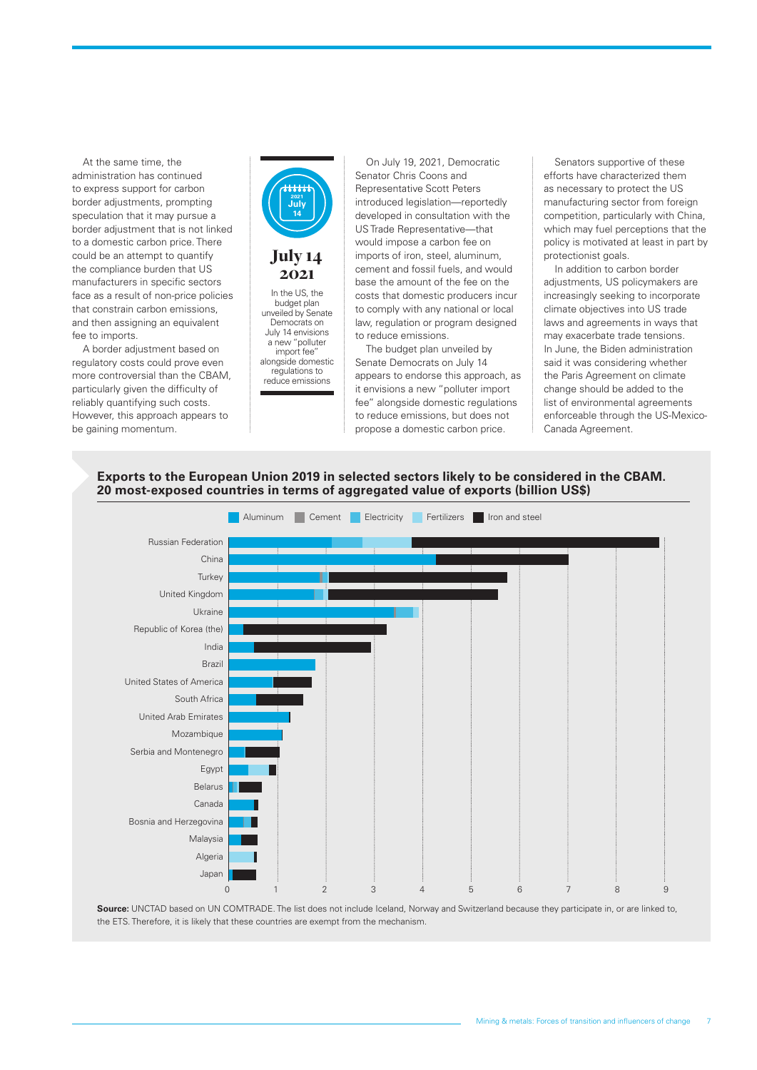At the same time, the administration has continued to express support for carbon border adjustments, prompting speculation that it may pursue a border adjustment that is not linked to a domestic carbon price. There could be an attempt to quantify the compliance burden that US manufacturers in specific sectors face as a result of non-price policies that constrain carbon emissions, and then assigning an equivalent fee to imports.

A border adjustment based on regulatory costs could prove even more controversial than the CBAM, particularly given the difficulty of reliably quantifying such costs. However, this approach appears to be gaining momentum.

**July 14 2021**

In the US, the budget plan unveiled by Senate Democrats on July 14 envisions a new "polluter import fee" alongside domestic regulations to reduce emissions

On July 19, 2021, Democratic Senator Chris Coons and Representative Scott Peters introduced legislation—reportedly developed in consultation with the US Trade Representative—that would impose a carbon fee on imports of iron, steel, aluminum, cement and fossil fuels, and would base the amount of the fee on the costs that domestic producers incur to comply with any national or local law, regulation or program designed to reduce emissions.

The budget plan unveiled by Senate Democrats on July 14 appears to endorse this approach, as it envisions a new "polluter import fee" alongside domestic regulations to reduce emissions, but does not propose a domestic carbon price.

Senators supportive of these efforts have characterized them as necessary to protect the US manufacturing sector from foreign competition, particularly with China, which may fuel perceptions that the policy is motivated at least in part by protectionist goals.

In addition to carbon border adjustments, US policymakers are increasingly seeking to incorporate climate objectives into US trade laws and agreements in ways that may exacerbate trade tensions. In June, the Biden administration said it was considering whether the Paris Agreement on climate change should be added to the list of environmental agreements enforceable through the US-Mexico-Canada Agreement.

**Exports to the European Union 2019 in selected sectors likely to be considered in the CBAM. 20 most-exposed countries in terms of aggregated value of exports (billion US$)**

Legend: Aluminum, Cement, Electricity, Fertilizers, Iron and steel

Countries (top to bottom): Russian Federation, China, Turkey, United Kingdom, Ukraine, Republic of Korea (the), India, Brazil, United States of America, South Africa, United Arab Emirates, Mozambique, Serbia and Montenegro, Egypt, Belarus, Canada, Bosnia and Herzegovina, Malaysia, Algeria, Japan

Axis: 0 1 2 3 4 5 6 7 8 9

**Source:** UNCTAD based on UN COMTRADE. The list does not include Iceland, Norway and Switzerland because they participate in, or are linked to, the ETS. Therefore, it is likely that these countries are exempt from the mechanism.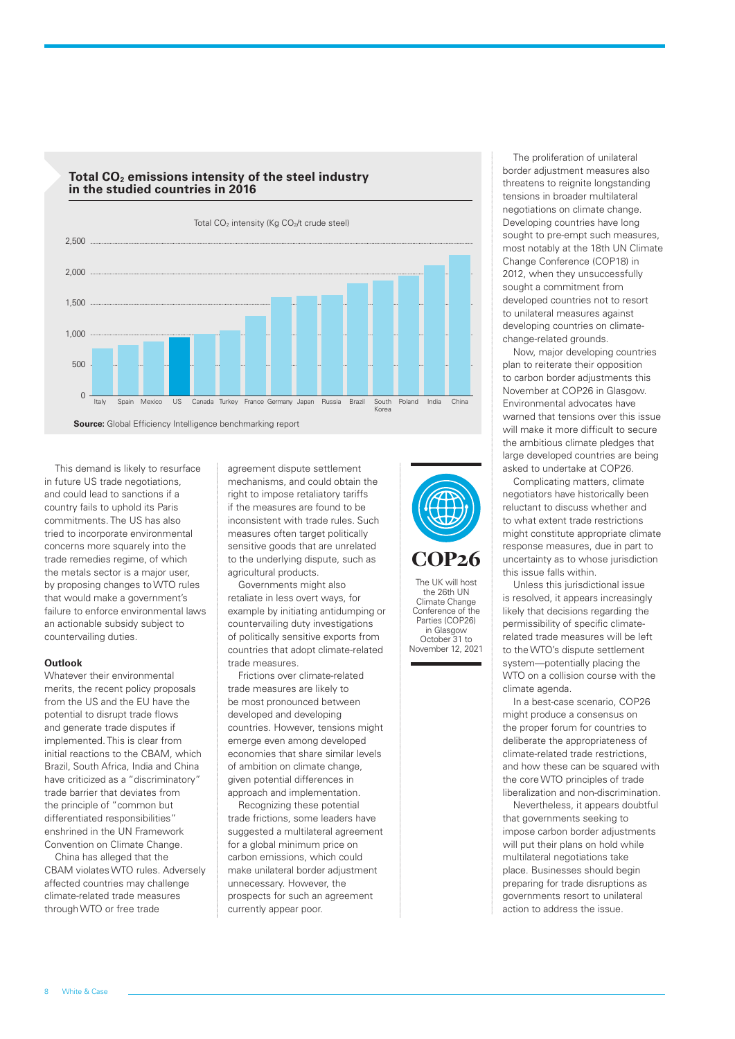## Total $CO_2$ emissions intensity of the steel industry in the studied countries in 2016

Total $CO_2$ intensity (Kg $CO_2$/t crude steel)

2,500
2,000
1,500
1,000
500
0

Italy, Spain, Mexico, US, Canada, Turkey, France, Germany, Japan, Russia, Brazil, South Korea, Poland, India, China

**Source:** Global Efficiency Intelligence benchmarking report

This demand is likely to resurface in future US trade negotiations, and could lead to sanctions if a country fails to uphold its Paris commitments. The US has also tried to incorporate environmental concerns more squarely into the trade remedies regime, of which the metals sector is a major user, by proposing changes to WTO rules that would make a government's failure to enforce environmental laws an actionable subsidy subject to countervailing duties.

### Outlook

Whatever their environmental merits, the recent policy proposals from the US and the EU have the potential to disrupt trade flows and generate trade disputes if implemented. This is clear from initial reactions to the CBAM, which Brazil, South Africa, India and China have criticized as a "discriminatory" trade barrier that deviates from the principle of "common but differentiated responsibilities" enshrined in the UN Framework Convention on Climate Change.

China has alleged that the CBAM violates WTO rules. Adversely affected countries may challenge climate-related trade measures through WTO or free trade agreement dispute settlement mechanisms, and could obtain the right to impose retaliatory tariffs if the measures are found to be inconsistent with trade rules. Such measures often target politically sensitive goods that are unrelated to the underlying dispute, such as agricultural products.

Governments might also retaliate in less overt ways, for example by initiating antidumping or countervailing duty investigations of politically sensitive exports from countries that adopt climate-related trade measures.

Frictions over climate-related trade measures are likely to be most pronounced between developed and developing countries. However, tensions might emerge even among developed economies that share similar levels of ambition on climate change, given potential differences in approach and implementation.

Recognizing these potential trade frictions, some leaders have suggested a multilateral agreement for a global minimum price on carbon emissions, which could make unilateral border adjustment unnecessary. However, the prospects for such an agreement currently appear poor.

**COP26**

The UK will host the 26th UN Climate Change Conference of the Parties (COP26) in Glasgow October 31 to November 12, 2021

The proliferation of unilateral border adjustment measures also threatens to reignite longstanding tensions in broader multilateral negotiations on climate change. Developing countries have long sought to pre-empt such measures, most notably at the 18th UN Climate Change Conference (COP18) in 2012, when they unsuccessfully sought a commitment from developed countries not to resort to unilateral measures against developing countries on climate-change-related grounds.

Now, major developing countries plan to reiterate their opposition to carbon border adjustments this November at COP26 in Glasgow. Environmental advocates have warned that tensions over this issue will make it more difficult to secure the ambitious climate pledges that large developed countries are being asked to undertake at COP26.

Complicating matters, climate negotiators have historically been reluctant to discuss whether and to what extent trade restrictions might constitute appropriate climate response measures, due in part to uncertainty as to whose jurisdiction this issue falls within.

Unless this jurisdictional issue is resolved, it appears increasingly likely that decisions regarding the permissibility of specific climate-related trade measures will be left to the WTO's dispute settlement system—potentially placing the WTO on a collision course with the climate agenda.

In a best-case scenario, COP26 might produce a consensus on the proper forum for countries to deliberate the appropriateness of climate-related trade restrictions, and how these can be squared with the core WTO principles of trade liberalization and non-discrimination.

Nevertheless, it appears doubtful that governments seeking to impose carbon border adjustments will put their plans on hold while multilateral negotiations take place. Businesses should begin preparing for trade disruptions as governments resort to unilateral action to address the issue.